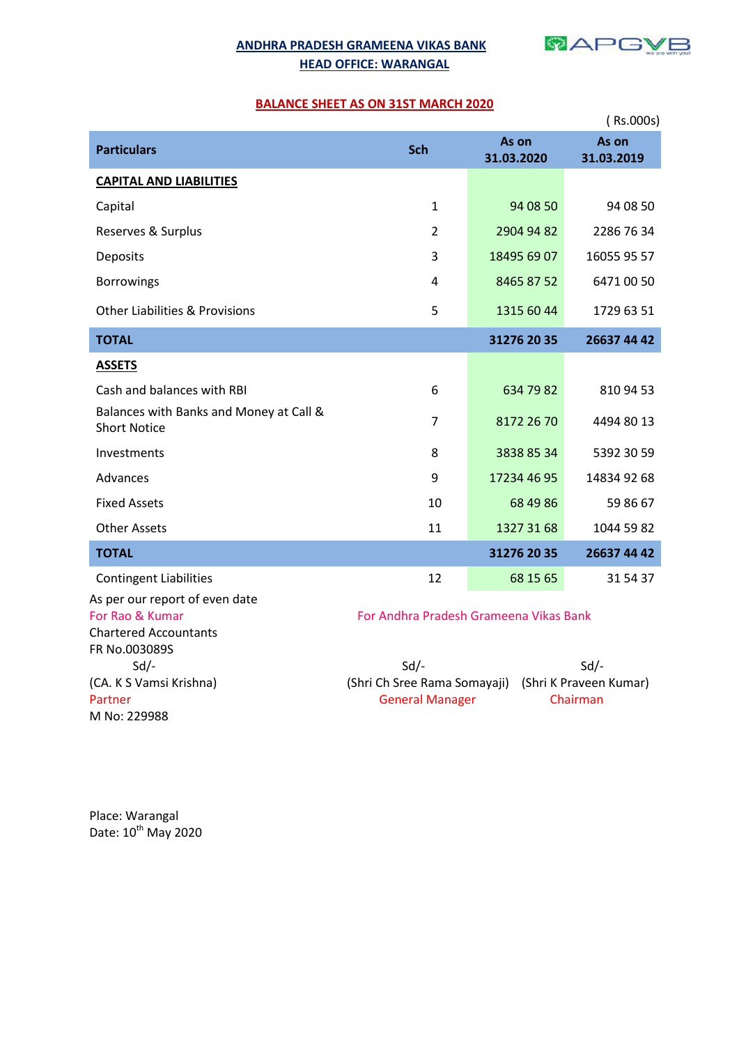## ANDHRA PRADESH GRAMEENA VIKAS BANK

## HEAD OFFICE: WARANGAL

APGVB We are with you!

### BALANCE SHEET AS ON 31ST MARCH 2020

( Rs.000s)

| Particulars | Sch | As on 31.03.2020 | As on 31.03.2019 |
|---|---|---|---|
| **CAPITAL AND LIABILITIES** | | | |
| Capital | 1 | 94 08 50 | 94 08 50 |
| Reserves & Surplus | 2 | 2904 94 82 | 2286 76 34 |
| Deposits | 3 | 18495 69 07 | 16055 95 57 |
| Borrowings | 4 | 8465 87 52 | 6471 00 50 |
| Other Liabilities & Provisions | 5 | 1315 60 44 | 1729 63 51 |
| **TOTAL** | | **31276 20 35** | **26637 44 42** |
| **ASSETS** | | | |
| Cash and balances with RBI | 6 | 634 79 82 | 810 94 53 |
| Balances with Banks and Money at Call & Short Notice | 7 | 8172 26 70 | 4494 80 13 |
| Investments | 8 | 3838 85 34 | 5392 30 59 |
| Advances | 9 | 17234 46 95 | 14834 92 68 |
| Fixed Assets | 10 | 68 49 86 | 59 86 67 |
| Other Assets | 11 | 1327 31 68 | 1044 59 82 |
| **TOTAL** | | **31276 20 35** | **26637 44 42** |
| Contingent Liabilities | 12 | 68 15 65 | 31 54 37 |

As per our report of even date

For Rao & Kumar
Chartered Accountants
FR No.003089S
Sd/-
(CA. K S Vamsi Krishna)
Partner
M No: 229988

For Andhra Pradesh Grameena Vikas Bank

Sd/-
(Shri Ch Sree Rama Somayaji)
General Manager

Sd/-
(Shri K Praveen Kumar)
Chairman

Place: Warangal
Date: 10th May 2020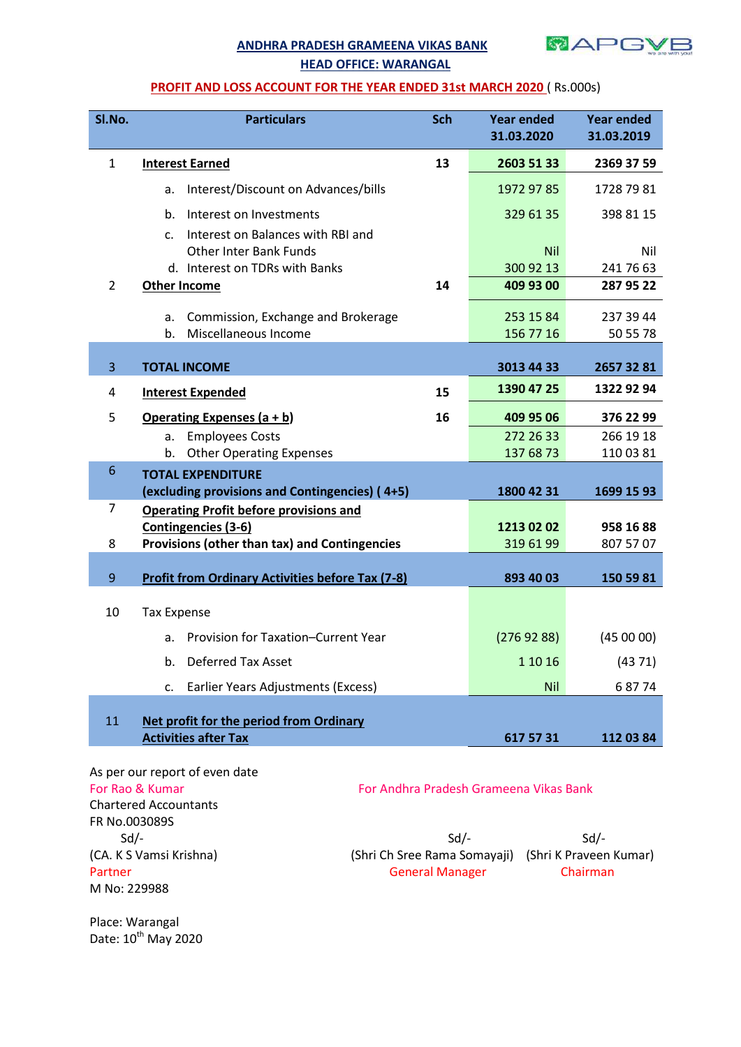**ANDHRA PRADESH GRAMEENA VIKAS BANK**

**HEAD OFFICE: WARANGAL**

**PROFIT AND LOSS ACCOUNT FOR THE YEAR ENDED 31st MARCH 2020** ( Rs.000s)

| Sl.No. | Particulars | Sch | Year ended 31.03.2020 | Year ended 31.03.2019 |
|---|---|---|---|---|
| 1 | **Interest Earned** | **13** | **2603 51 33** | **2369 37 59** |
| | a. Interest/Discount on Advances/bills | | 1972 97 85 | 1728 79 81 |
| | b. Interest on Investments | | 329 61 35 | 398 81 15 |
| | c. Interest on Balances with RBI and Other Inter Bank Funds | | Nil | Nil |
| | d. Interest on TDRs with Banks | | 300 92 13 | 241 76 63 |
| 2 | **Other Income** | **14** | **409 93 00** | **287 95 22** |
| | a. Commission, Exchange and Brokerage | | 253 15 84 | 237 39 44 |
| | b. Miscellaneous Income | | 156 77 16 | 50 55 78 |
| 3 | **TOTAL INCOME** | | **3013 44 33** | **2657 32 81** |
| 4 | **Interest Expended** | **15** | **1390 47 25** | **1322 92 94** |
| 5 | **Operating Expenses (a + b)** | **16** | **409 95 06** | **376 22 99** |
| | a. Employees Costs | | 272 26 33 | 266 19 18 |
| | b. Other Operating Expenses | | 137 68 73 | 110 03 81 |
| 6 | **TOTAL EXPENDITURE (excluding provisions and Contingencies) ( 4+5)** | | **1800 42 31** | **1699 15 93** |
| 7 | **Operating Profit before provisions and Contingencies (3-6)** | | **1213 02 02** | **958 16 88** |
| 8 | **Provisions (other than tax) and Contingencies** | | 319 61 99 | 807 57 07 |
| 9 | **Profit from Ordinary Activities before Tax (7-8)** | | **893 40 03** | **150 59 81** |
| 10 | Tax Expense | | | |
| | a. Provision for Taxation–Current Year | | (276 92 88) | (45 00 00) |
| | b. Deferred Tax Asset | | 1 10 16 | (43 71) |
| | c. Earlier Years Adjustments (Excess) | | Nil | 6 87 74 |
| 11 | **Net profit for the period from Ordinary Activities after Tax** | | **617 57 31** | **112 03 84** |

As per our report of even date

For Rao & Kumar
Chartered Accountants
FR No.003089S
Sd/-
(CA. K S Vamsi Krishna)
Partner
M No: 229988

For Andhra Pradesh Grameena Vikas Bank

Sd/-
(Shri Ch Sree Rama Somayaji)
General Manager

Sd/-
(Shri K Praveen Kumar)
Chairman

Place: Warangal
Date: 10th May 2020